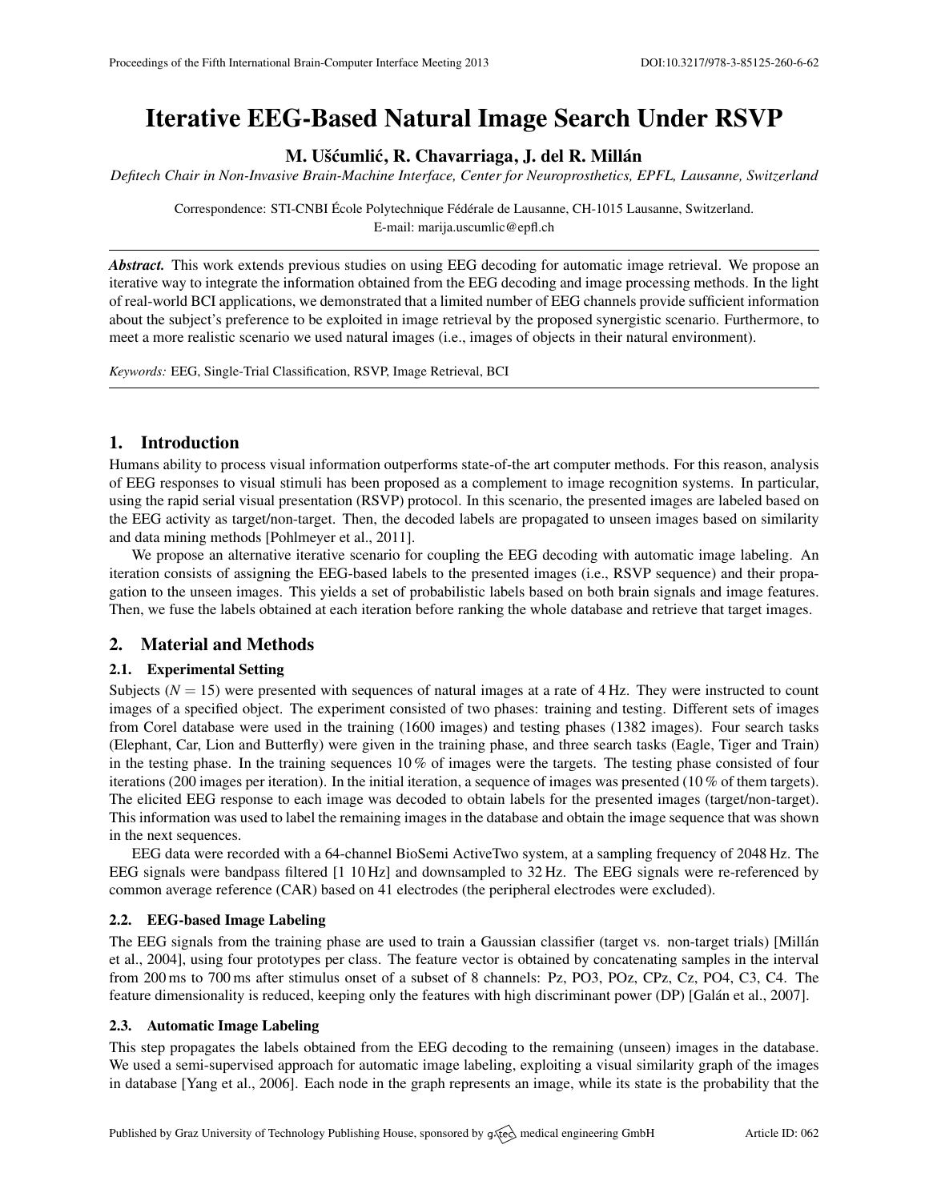# Iterative EEG-Based Natural Image Search Under RSVP

**M. Ušćumlić, R. Chavarriaga, J. del R. Millán**

*Defitech Chair in Non-Invasive Brain-Machine Interface, Center for Neuroprosthetics, EPFL, Lausanne, Switzerland*

Correspondence: STI-CNBI École Polytechnique Fédérale de Lausanne, CH-1015 Lausanne, Switzerland.
E-mail: marija.uscumlic@epfl.ch

***Abstract.*** This work extends previous studies on using EEG decoding for automatic image retrieval. We propose an iterative way to integrate the information obtained from the EEG decoding and image processing methods. In the light of real-world BCI applications, we demonstrated that a limited number of EEG channels provide sufficient information about the subject's preference to be exploited in image retrieval by the proposed synergistic scenario. Furthermore, to meet a more realistic scenario we used natural images (i.e., images of objects in their natural environment).

*Keywords:* EEG, Single-Trial Classification, RSVP, Image Retrieval, BCI

## 1. Introduction

Humans ability to process visual information outperforms state-of-the art computer methods. For this reason, analysis of EEG responses to visual stimuli has been proposed as a complement to image recognition systems. In particular, using the rapid serial visual presentation (RSVP) protocol. In this scenario, the presented images are labeled based on the EEG activity as target/non-target. Then, the decoded labels are propagated to unseen images based on similarity and data mining methods [Pohlmeyer et al., 2011].

We propose an alternative iterative scenario for coupling the EEG decoding with automatic image labeling. An iteration consists of assigning the EEG-based labels to the presented images (i.e., RSVP sequence) and their propagation to the unseen images. This yields a set of probabilistic labels based on both brain signals and image features. Then, we fuse the labels obtained at each iteration before ranking the whole database and retrieve that target images.

## 2. Material and Methods

### 2.1. Experimental Setting

Subjects ($N = 15$) were presented with sequences of natural images at a rate of 4 Hz. They were instructed to count images of a specified object. The experiment consisted of two phases: training and testing. Different sets of images from Corel database were used in the training (1600 images) and testing phases (1382 images). Four search tasks (Elephant, Car, Lion and Butterfly) were given in the training phase, and three search tasks (Eagle, Tiger and Train) in the testing phase. In the training sequences 10 % of images were the targets. The testing phase consisted of four iterations (200 images per iteration). In the initial iteration, a sequence of images was presented (10 % of them targets). The elicited EEG response to each image was decoded to obtain labels for the presented images (target/non-target). This information was used to label the remaining images in the database and obtain the image sequence that was shown in the next sequences.

EEG data were recorded with a 64-channel BioSemi ActiveTwo system, at a sampling frequency of 2048 Hz. The EEG signals were bandpass filtered [1 10 Hz] and downsampled to 32 Hz. The EEG signals were re-referenced by common average reference (CAR) based on 41 electrodes (the peripheral electrodes were excluded).

### 2.2. EEG-based Image Labeling

The EEG signals from the training phase are used to train a Gaussian classifier (target vs. non-target trials) [Millán et al., 2004], using four prototypes per class. The feature vector is obtained by concatenating samples in the interval from 200 ms to 700 ms after stimulus onset of a subset of 8 channels: Pz, PO3, POz, CPz, Cz, PO4, C3, C4. The feature dimensionality is reduced, keeping only the features with high discriminant power (DP) [Galán et al., 2007].

### 2.3. Automatic Image Labeling

This step propagates the labels obtained from the EEG decoding to the remaining (unseen) images in the database. We used a semi-supervised approach for automatic image labeling, exploiting a visual similarity graph of the images in database [Yang et al., 2006]. Each node in the graph represents an image, while its state is the probability that the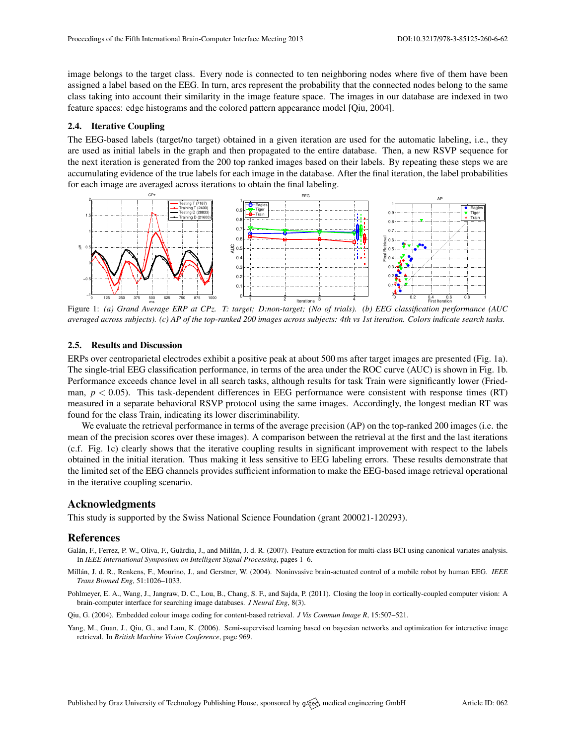image belongs to the target class. Every node is connected to ten neighboring nodes where five of them have been assigned a label based on the EEG. In turn, arcs represent the probability that the connected nodes belong to the same class taking into account their similarity in the image feature space. The images in our database are indexed in two feature spaces: edge histograms and the colored pattern appearance model [Qiu, 2004].

### 2.4. Iterative Coupling

The EEG-based labels (target/no target) obtained in a given iteration are used for the automatic labeling, i.e., they are used as initial labels in the graph and then propagated to the entire database. Then, a new RSVP sequence for the next iteration is generated from the 200 top ranked images based on their labels. By repeating these steps we are accumulating evidence of the true labels for each image in the database. After the final iteration, the label probabilities for each image are averaged across iterations to obtain the final labeling.

CPz
Testing T (7167)
Training T (2400)
Testing D (28833)
Training D (21600)
μV
ms

EEG
Eagles
Tiger
Train
AUC
Iterations

AP
Eagles
Tiger
Train
Final Retrieval
First Iteration

Figure 1: *(a) Grand Average ERP at CPz. T: target; D:non-target; (No of trials). (b) EEG classification performance (AUC averaged across subjects). (c) AP of the top-ranked 200 images across subjects: 4th vs 1st iteration. Colors indicate search tasks.*

### 2.5. Results and Discussion

ERPs over centroparietal electrodes exhibit a positive peak at about 500 ms after target images are presented (Fig. 1a). The single-trial EEG classification performance, in terms of the area under the ROC curve (AUC) is shown in Fig. 1b. Performance exceeds chance level in all search tasks, although results for task Train were significantly lower (Friedman, $p < 0.05$). This task-dependent differences in EEG performance were consistent with response times (RT) measured in a separate behavioral RSVP protocol using the same images. Accordingly, the longest median RT was found for the class Train, indicating its lower discriminability.

We evaluate the retrieval performance in terms of the average precision (AP) on the top-ranked 200 images (i.e. the mean of the precision scores over these images). A comparison between the retrieval at the first and the last iterations (c.f. Fig. 1c) clearly shows that the iterative coupling results in significant improvement with respect to the labels obtained in the initial iteration. Thus making it less sensitive to EEG labeling errors. These results demonstrate that the limited set of the EEG channels provides sufficient information to make the EEG-based image retrieval operational in the iterative coupling scenario.

## Acknowledgments

This study is supported by the Swiss National Science Foundation (grant 200021-120293).

## References

Galán, F., Ferrez, P. W., Oliva, F., Guàrdia, J., and Millán, J. d. R. (2007). Feature extraction for multi-class BCI using canonical variates analysis. In *IEEE International Symposium on Intelligent Signal Processing*, pages 1–6.

Millán, J. d. R., Renkens, F., Mourino, J., and Gerstner, W. (2004). Noninvasive brain-actuated control of a mobile robot by human EEG. *IEEE Trans Biomed Eng*, 51:1026–1033.

Pohlmeyer, E. A., Wang, J., Jangraw, D. C., Lou, B., Chang, S. F., and Sajda, P. (2011). Closing the loop in cortically-coupled computer vision: A brain-computer interface for searching image databases. *J Neural Eng*, 8(3).

Qiu, G. (2004). Embedded colour image coding for content-based retrieval. *J Vis Commun Image R*, 15:507–521.

Yang, M., Guan, J., Qiu, G., and Lam, K. (2006). Semi-supervised learning based on bayesian networks and optimization for interactive image retrieval. In *British Machine Vision Conference*, page 969.